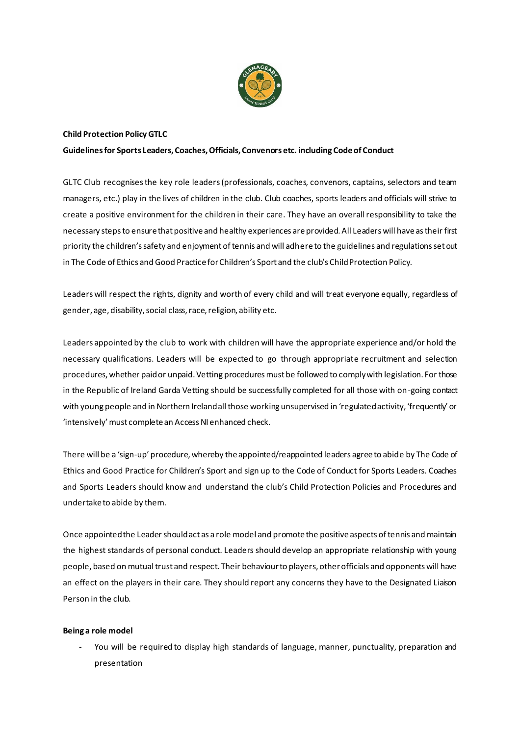**Child Protection Policy GTLC**

**Guidelines for Sports Leaders, Coaches, Officials, Convenors etc. including Code of Conduct**

GLTC Club recognises the key role leaders (professionals, coaches, convenors, captains, selectors and team managers, etc.) play in the lives of children in the club. Club coaches, sports leaders and officials will strive to create a positive environment for the children in their care. They have an overall responsibility to take the necessary steps to ensure that positive and healthy experiences are provided. All Leaders will have as their first priority the children's safety and enjoyment of tennis and will adhere to the guidelines and regulations set out in The Code of Ethics and Good Practice for Children's Sport and the club's Child Protection Policy.

Leaders will respect the rights, dignity and worth of every child and will treat everyone equally, regardless of gender, age, disability, social class, race, religion, ability etc.

Leaders appointed by the club to work with children will have the appropriate experience and/or hold the necessary qualifications. Leaders will be expected to go through appropriate recruitment and selection procedures, whether paid or unpaid. Vetting procedures must be followed to comply with legislation. For those in the Republic of Ireland Garda Vetting should be successfully completed for all those with on-going contact with young people and in Northern Ireland all those working unsupervised in 'regulated activity, 'frequently' or 'intensively' must complete an Access NI enhanced check.

There will be a 'sign-up' procedure, whereby the appointed/reappointed leaders agree to abide by The Code of Ethics and Good Practice for Children's Sport and sign up to the Code of Conduct for Sports Leaders. Coaches and Sports Leaders should know and understand the club's Child Protection Policies and Procedures and undertake to abide by them.

Once appointed the Leader should act as a role model and promote the positive aspects of tennis and maintain the highest standards of personal conduct. Leaders should develop an appropriate relationship with young people, based on mutual trust and respect. Their behaviour to players, other officials and opponents will have an effect on the players in their care. They should report any concerns they have to the Designated Liaison Person in the club.

**Being a role model**

- You will be required to display high standards of language, manner, punctuality, preparation and presentation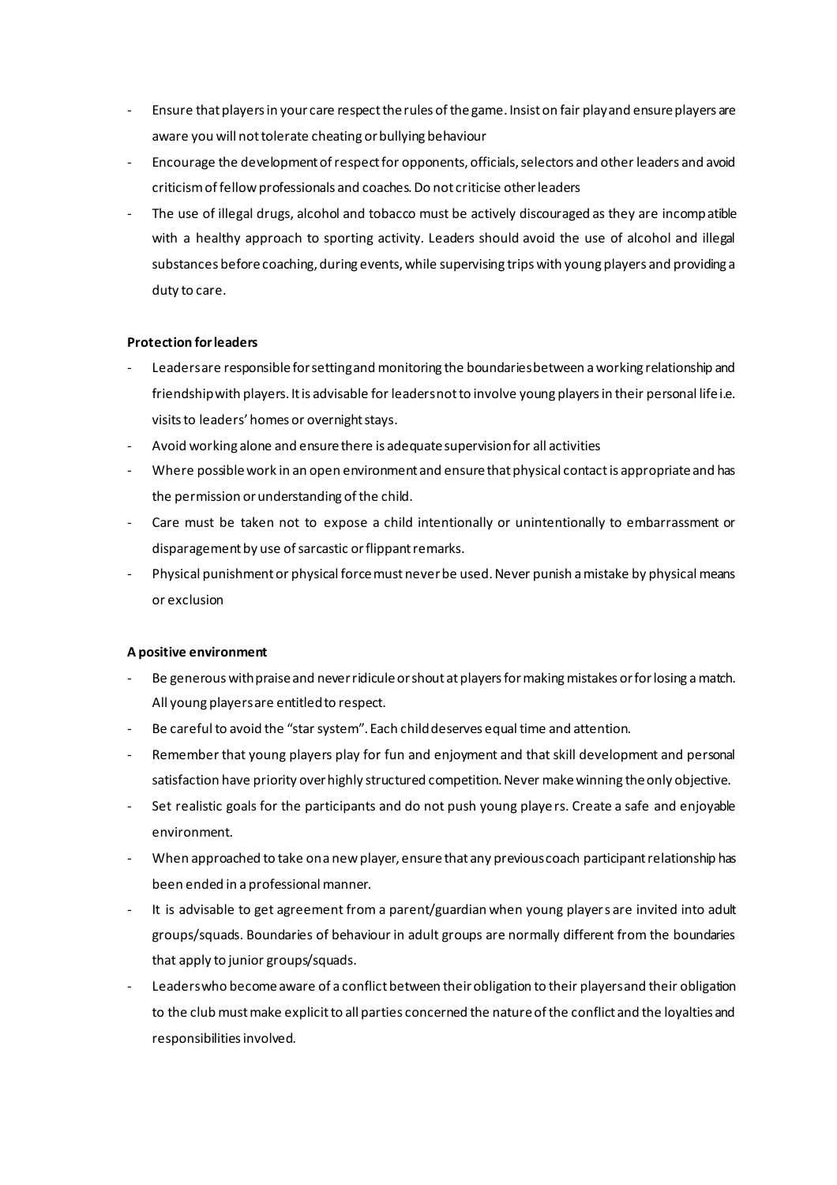- Ensure that players in your care respect the rules of the game. Insist on fair play and ensure players are aware you will not tolerate cheating or bullying behaviour
- Encourage the development of respect for opponents, officials, selectors and other leaders and avoid criticism of fellow professionals and coaches. Do not criticise other leaders
- The use of illegal drugs, alcohol and tobacco must be actively discouraged as they are incompatible with a healthy approach to sporting activity. Leaders should avoid the use of alcohol and illegal substances before coaching, during events, while supervising trips with young players and providing a duty to care.

**Protection for leaders**

- Leaders are responsible for setting and monitoring the boundaries between a working relationship and friendship with players. It is advisable for leaders not to involve young players in their personal life i.e. visits to leaders' homes or overnight stays.
- Avoid working alone and ensure there is adequate supervision for all activities
- Where possible work in an open environment and ensure that physical contact is appropriate and has the permission or understanding of the child.
- Care must be taken not to expose a child intentionally or unintentionally to embarrassment or disparagement by use of sarcastic or flippant remarks.
- Physical punishment or physical force must never be used. Never punish a mistake by physical means or exclusion

**A positive environment**

- Be generous with praise and never ridicule or shout at players for making mistakes or for losing a match. All young players are entitled to respect.
- Be careful to avoid the "star system". Each child deserves equal time and attention.
- Remember that young players play for fun and enjoyment and that skill development and personal satisfaction have priority over highly structured competition. Never make winning the only objective.
- Set realistic goals for the participants and do not push young players. Create a safe and enjoyable environment.
- When approached to take on a new player, ensure that any previous coach participant relationship has been ended in a professional manner.
- It is advisable to get agreement from a parent/guardian when young players are invited into adult groups/squads. Boundaries of behaviour in adult groups are normally different from the boundaries that apply to junior groups/squads.
- Leaders who become aware of a conflict between their obligation to their players and their obligation to the club must make explicit to all parties concerned the nature of the conflict and the loyalties and responsibilities involved.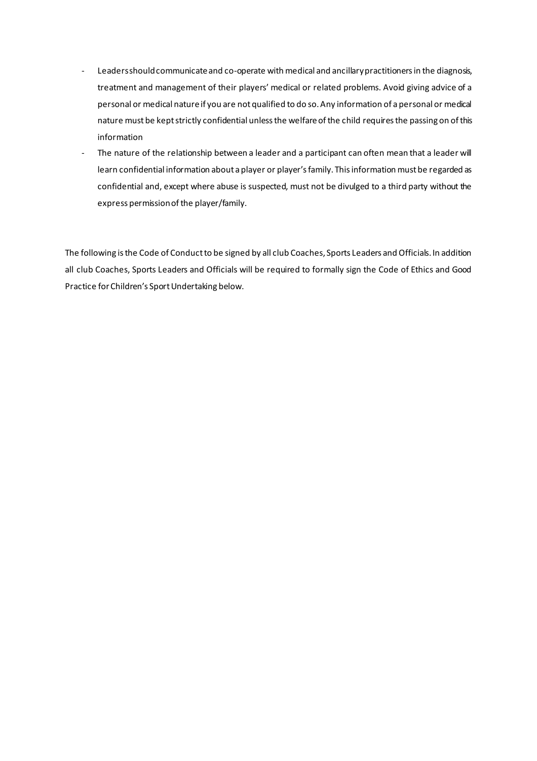- Leaders should communicate and co-operate with medical and ancillary practitioners in the diagnosis, treatment and management of their players' medical or related problems. Avoid giving advice of a personal or medical nature if you are not qualified to do so. Any information of a personal or medical nature must be kept strictly confidential unless the welfare of the child requires the passing on of this information
- The nature of the relationship between a leader and a participant can often mean that a leader will learn confidential information about a player or player's family. This information must be regarded as confidential and, except where abuse is suspected, must not be divulged to a third party without the express permission of the player/family.

The following is the Code of Conduct to be signed by all club Coaches, Sports Leaders and Officials. In addition all club Coaches, Sports Leaders and Officials will be required to formally sign the Code of Ethics and Good Practice for Children's Sport Undertaking below.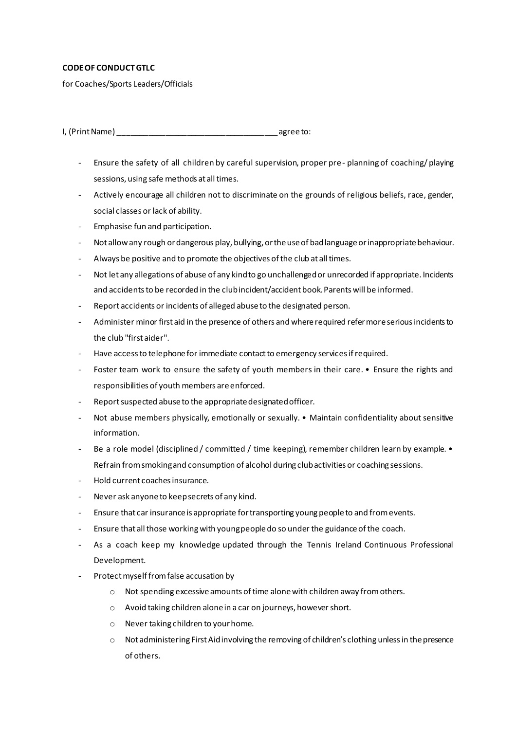**CODE OF CONDUCT GTLC**

for Coaches/Sports Leaders/Officials

I, (Print Name) ____________________________________ agree to:

- Ensure the safety of all children by careful supervision, proper pre- planning of coaching/ playing sessions, using safe methods at all times.
- Actively encourage all children not to discriminate on the grounds of religious beliefs, race, gender, social classes or lack of ability.
- Emphasise fun and participation.
- Not allow any rough or dangerous play, bullying, or the use of bad language or inappropriate behaviour.
- Always be positive and to promote the objectives of the club at all times.
- Not let any allegations of abuse of any kind to go unchallenged or unrecorded if appropriate. Incidents and accidents to be recorded in the club incident/accident book. Parents will be informed.
- Report accidents or incidents of alleged abuse to the designated person.
- Administer minor first aid in the presence of others and where required refer more serious incidents to the club "first aider".
- Have access to telephone for immediate contact to emergency services if required.
- Foster team work to ensure the safety of youth members in their care. • Ensure the rights and responsibilities of youth members are enforced.
- Report suspected abuse to the appropriate designated officer.
- Not abuse members physically, emotionally or sexually. • Maintain confidentiality about sensitive information.
- Be a role model (disciplined / committed / time keeping), remember children learn by example. • Refrain from smoking and consumption of alcohol during club activities or coaching sessions.
- Hold current coaches insurance.
- Never ask anyone to keep secrets of any kind.
- Ensure that car insurance is appropriate for transporting young people to and from events.
- Ensure that all those working with young people do so under the guidance of the coach.
- As a coach keep my knowledge updated through the Tennis Ireland Continuous Professional Development.
- Protect myself from false accusation by
  - Not spending excessive amounts of time alone with children away from others.
  - Avoid taking children alone in a car on journeys, however short.
  - Never taking children to your home.
  - Not administering First Aid involving the removing of children's clothing unless in the presence of others.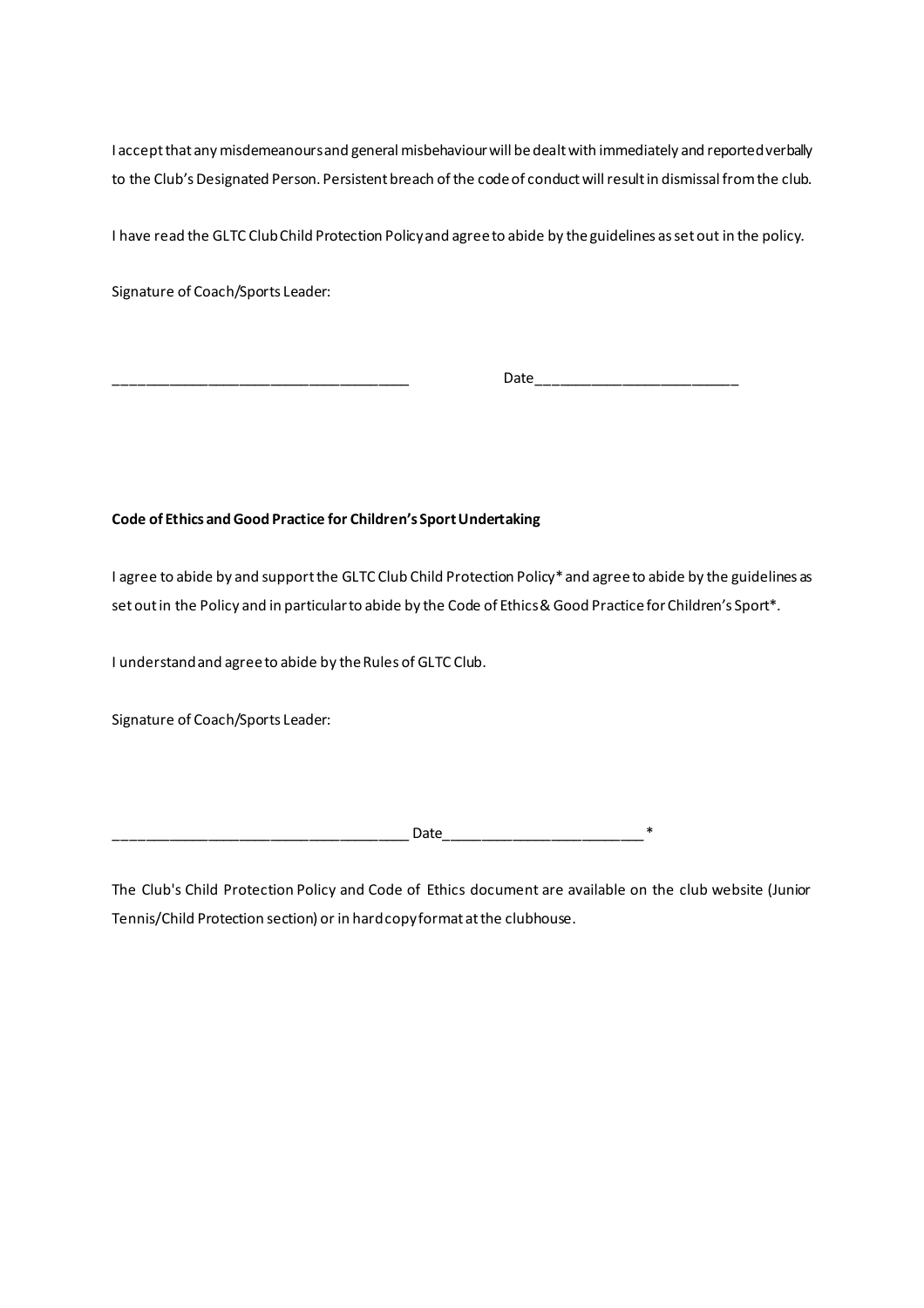I accept that any misdemeanours and general misbehaviour will be dealt with immediately and reported verbally to the Club's Designated Person. Persistent breach of the code of conduct will result in dismissal from the club.

I have read the GLTC Club Child Protection Policy and agree to abide by the guidelines as set out in the policy.

Signature of Coach/Sports Leader:

_____________________________________ Date__________________________

**Code of Ethics and Good Practice for Children's Sport Undertaking**

I agree to abide by and support the GLTC Club Child Protection Policy* and agree to abide by the guidelines as set out in the Policy and in particular to abide by the Code of Ethics & Good Practice for Children's Sport*.

I understand and agree to abide by the Rules of GLTC Club.

Signature of Coach/Sports Leader:

_____________________________________ Date_________________________*

The Club's Child Protection Policy and Code of Ethics document are available on the club website (Junior Tennis/Child Protection section) or in hard copy format at the clubhouse.